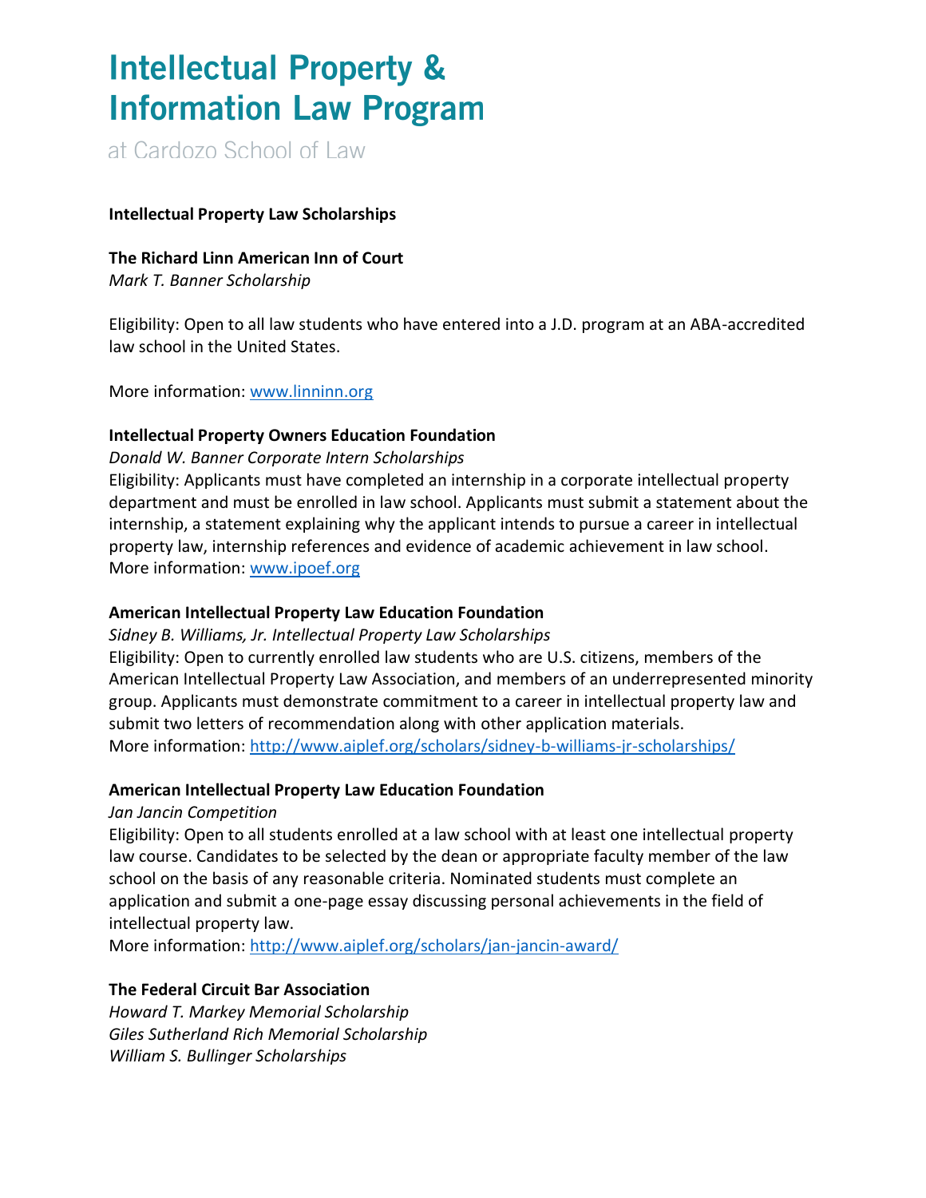# Intellectual Property & Information Law Program

at Cardozo School of Law

**Intellectual Property Law Scholarships**

**The Richard Linn American Inn of Court**
*Mark T. Banner Scholarship*

Eligibility: Open to all law students who have entered into a J.D. program at an ABA-accredited law school in the United States.

More information: www.linninn.org

**Intellectual Property Owners Education Foundation**
*Donald W. Banner Corporate Intern Scholarships*
Eligibility: Applicants must have completed an internship in a corporate intellectual property department and must be enrolled in law school. Applicants must submit a statement about the internship, a statement explaining why the applicant intends to pursue a career in intellectual property law, internship references and evidence of academic achievement in law school.
More information: www.ipoef.org

**American Intellectual Property Law Education Foundation**
*Sidney B. Williams, Jr. Intellectual Property Law Scholarships*
Eligibility: Open to currently enrolled law students who are U.S. citizens, members of the American Intellectual Property Law Association, and members of an underrepresented minority group. Applicants must demonstrate commitment to a career in intellectual property law and submit two letters of recommendation along with other application materials.
More information: http://www.aiplef.org/scholars/sidney-b-williams-jr-scholarships/

**American Intellectual Property Law Education Foundation**
*Jan Jancin Competition*
Eligibility: Open to all students enrolled at a law school with at least one intellectual property law course. Candidates to be selected by the dean or appropriate faculty member of the law school on the basis of any reasonable criteria. Nominated students must complete an application and submit a one-page essay discussing personal achievements in the field of intellectual property law.
More information: http://www.aiplef.org/scholars/jan-jancin-award/

**The Federal Circuit Bar Association**
*Howard T. Markey Memorial Scholarship*
*Giles Sutherland Rich Memorial Scholarship*
*William S. Bullinger Scholarships*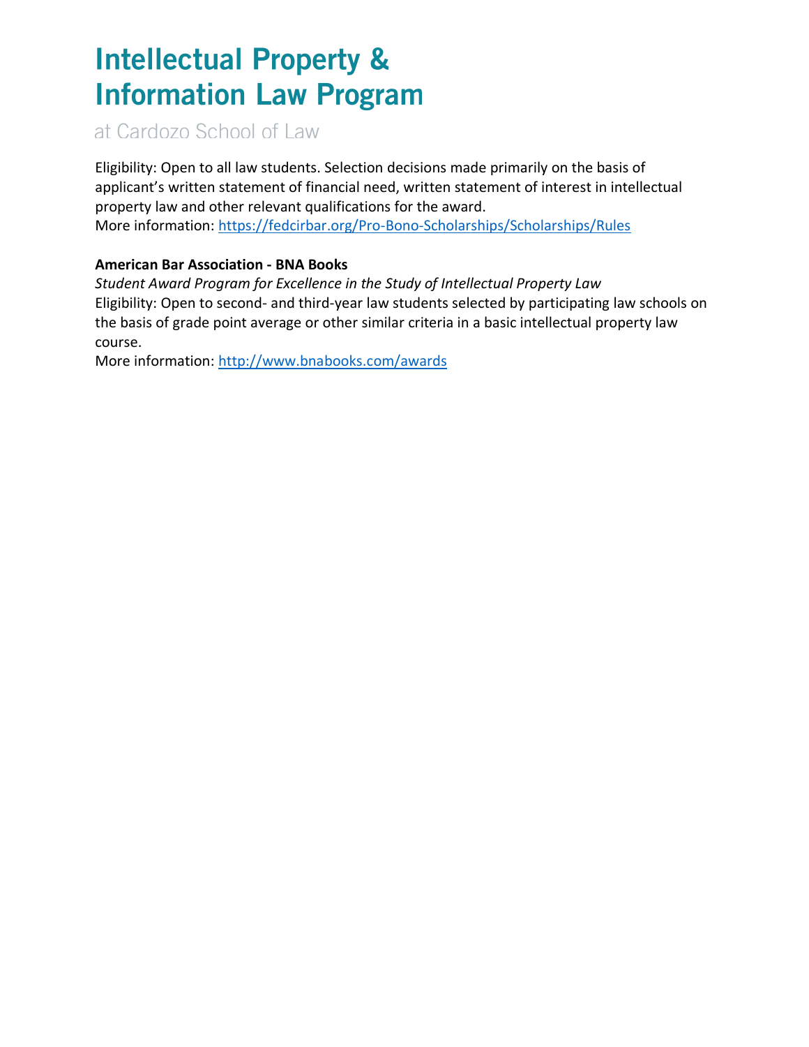# Intellectual Property & Information Law Program

at Cardozo School of Law

Eligibility: Open to all law students. Selection decisions made primarily on the basis of applicant's written statement of financial need, written statement of interest in intellectual property law and other relevant qualifications for the award.
More information: https://fedcirbar.org/Pro-Bono-Scholarships/Scholarships/Rules

**American Bar Association - BNA Books**
*Student Award Program for Excellence in the Study of Intellectual Property Law*
Eligibility: Open to second- and third-year law students selected by participating law schools on the basis of grade point average or other similar criteria in a basic intellectual property law course.
More information: http://www.bnabooks.com/awards